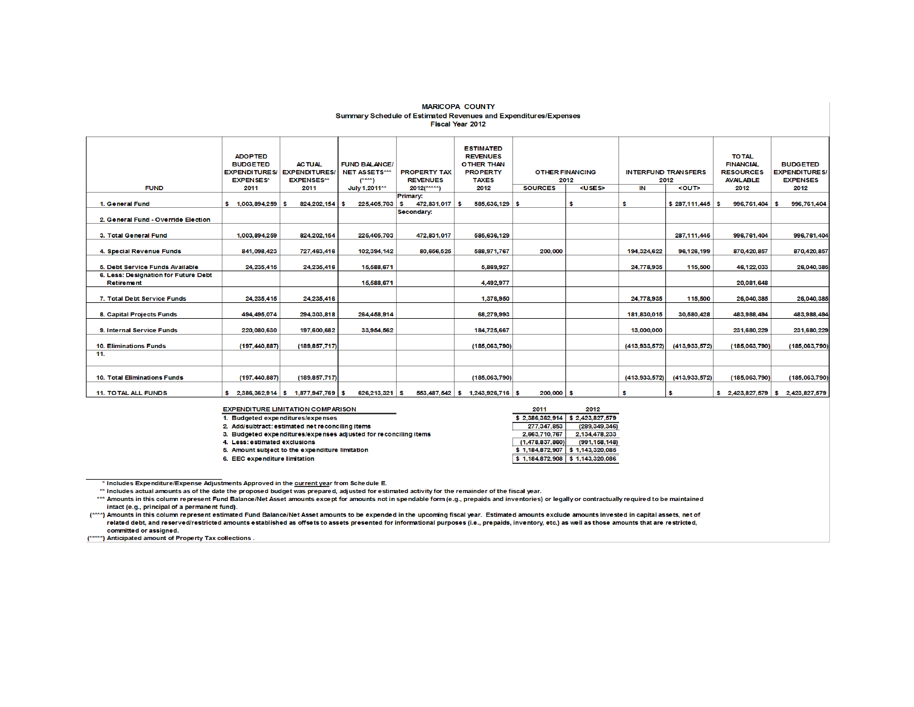# MARICOPA COUNTY

## Summary Schedule of Estimated Revenues and Expenditures/Expenses

### Fiscal Year 2012

| FUND | ADOPTED BUDGETED EXPENDITURES/ EXPENSES* 2011 | ACTUAL EXPENDITURES/ EXPENSES** 2011 | FUND BALANCE/ NET ASSETS*** (****) July 1,2011** | PROPERTY TAX REVENUES 2012(*****) | ESTIMATED REVENUES OTHER THAN PROPERTY TAXES 2012 | OTHER FINANCING 2012 SOURCES | OTHER FINANCING 2012 <USES> | INTERFUND TRANSFERS 2012 IN | INTERFUND TRANSFERS 2012 <OUT> | TOTAL FINANCIAL RESOURCES AVAILABLE 2012 | BUDGETED EXPENDITURES/ EXPENSES 2012 |
|---|---|---|---|---|---|---|---|---|---|---|---|
| 1. General Fund | $ 1,003,894,259 | $ 824,202,154 | $ 225,405,703 | Primary: $ 472,831,017 | $ 585,636,129 | $ | $ | $ | $ 287,111,445 | $ 996,761,404 | $ 996,761,404 |
| 2. General Fund - Override Election | | | | Secondary: | | | | | | | |
| 3. Total General Fund | 1,003,894,259 | 824,202,154 | 225,405,703 | 472,831,017 | 585,636,129 | | | | 287,111,445 | 996,761,404 | 996,761,404 |
| 4. Special Revenue Funds | 841,098,423 | 727,463,416 | 102,394,142 | 80,656,525 | 588,971,767 | 200,000 | | 194,324,622 | 96,126,199 | 870,420,857 | 870,420,857 |
| 5. Debt Service Funds Available | 24,235,415 | 24,235,416 | 15,588,671 | | 5,869,927 | | | 24,778,935 | 115,500 | 46,122,033 | 26,040,385 |
| 6. Less: Designation for Future Debt Retirement | | | 15,588,671 | | 4,492,977 | | | | | 20,081,648 | |
| 7. Total Debt Service Funds | 24,235,415 | 24,235,416 | | | 1,376,950 | | | 24,778,935 | 115,500 | 26,040,385 | 26,040,385 |
| 8. Capital Projects Funds | 494,495,074 | 294,303,818 | 264,458,914 | | 68,279,993 | | | 181,830,015 | 30,580,428 | 483,988,494 | 483,988,494 |
| 9. Internal Service Funds | 220,080,630 | 197,600,682 | 33,954,562 | | 184,725,667 | | | 13,000,000 | | 231,680,229 | 231,680,229 |
| 10. Eliminations Funds | (197,440,887) | (189,857,717) | | | (185,063,790) | | | (413,933,572) | (413,933,572) | (185,063,790) | (185,063,790) |
| 11. | | | | | | | | | | | |
| 10. Total Eliminations Funds | (197,440,887) | (189,857,717) | | | (185,063,790) | | | (413,933,572) | (413,933,572) | (185,063,790) | (185,063,790) |
| 11. TOTAL ALL FUNDS | $ 2,386,362,914 | $ 1,877,947,769 | $ 626,213,321 | $ 553,487,542 | $ 1,243,926,716 | $ 200,000 | $ | $ | $ | $ 2,423,827,579 | $ 2,423,827,579 |

| EXPENDITURE LIMITATION COMPARISON | 2011 | 2012 |
|---|---|---|
| 1. Budgeted expenditures/expenses | $ 2,386,362,914 | $ 2,423,827,579 |
| 2. Add/subtract: estimated net reconciling items | 277,347,853 | (289,349,346) |
| 3. Budgeted expenditures/expenses adjusted for reconciling items | 2,663,710,767 | 2,134,478,233 |
| 4. Less: estimated exclusions | (1,478,837,860) | (991,158,148) |
| 5. Amount subject to the expenditure limitation | $ 1,184,872,907 | $ 1,143,320,085 |
| 6. EEC expenditure limitation | $ 1,184,872,908 | $ 1,143,320,086 |

\* Includes Expenditure/Expense Adjustments Approved in the current year from Schedule E.

\** Includes actual amounts as of the date the proposed budget was prepared, adjusted for estimated activity for the remainder of the fiscal year.

\*** Amounts in this column represent Fund Balance/Net Asset amounts except for amounts not in spendable form (e.g., prepaids and inventories) or legally or contractually required to be maintained intact (e.g., principal of a permanent fund).

(****) Amounts in this column represent estimated Fund Balance/Net Asset amounts to be expended in the upcoming fiscal year. Estimated amounts exclude amounts invested in capital assets, net of related debt, and reserved/restricted amounts established as offsets to assets presented for informational purposes (i.e., prepaids, inventory, etc.) as well as those amounts that are restricted, committed or assigned.

(*****) Anticipated amount of Property Tax collections .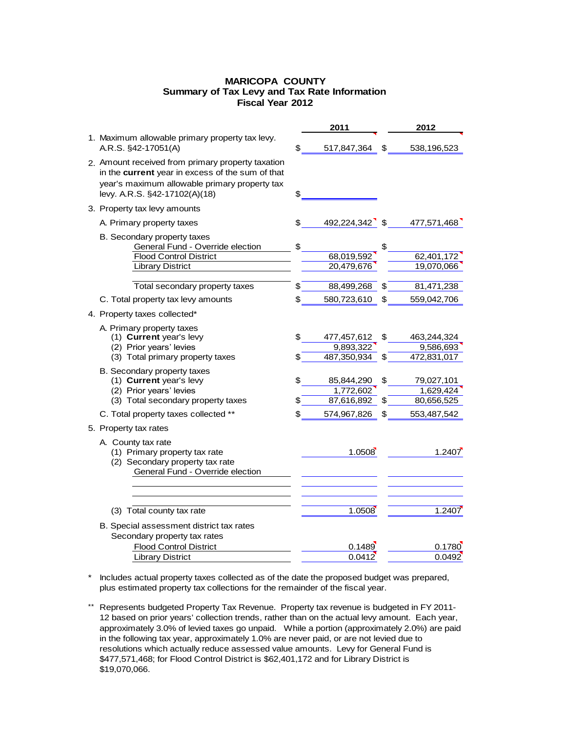# MARICOPA COUNTY
## Summary of Tax Levy and Tax Rate Information
## Fiscal Year 2012

| | 2011 | 2012 |
|---|---|---|
| 1. Maximum allowable primary property tax levy. A.R.S. §42-17051(A) | $ 517,847,364 | $ 538,196,523 |
| 2. Amount received from primary property taxation in the **current** year in excess of the sum of that year's maximum allowable primary property tax levy. A.R.S. §42-17102(A)(18) | $ | |
| 3. Property tax levy amounts | | |
| A. Primary property taxes | $ 492,224,342 | $ 477,571,468 |
| B. Secondary property taxes | | |
| General Fund - Override election | $ | $ |
| Flood Control District | 68,019,592 | 62,401,172 |
| Library District | 20,479,676 | 19,070,066 |
| Total secondary property taxes | $ 88,499,268 | $ 81,471,238 |
| C. Total property tax levy amounts | $ 580,723,610 | $ 559,042,706 |
| 4. Property taxes collected* | | |
| A. Primary property taxes | | |
| (1) **Current** year's levy | $ 477,457,612 | $ 463,244,324 |
| (2) Prior years' levies | 9,893,322 | 9,586,693 |
| (3) Total primary property taxes | $ 487,350,934 | $ 472,831,017 |
| B. Secondary property taxes | | |
| (1) **Current** year's levy | $ 85,844,290 | $ 79,027,101 |
| (2) Prior years' levies | 1,772,602 | 1,629,424 |
| (3) Total secondary property taxes | $ 87,616,892 | $ 80,656,525 |
| C. Total property taxes collected ** | $ 574,967,826 | $ 553,487,542 |
| 5. Property tax rates | | |
| A. County tax rate | | |
| (1) Primary property tax rate | 1.0508 | 1.2407 |
| (2) Secondary property tax rate | | |
| General Fund - Override election | | |
| (3) Total county tax rate | 1.0508 | 1.2407 |
| B. Special assessment district tax rates | | |
| Secondary property tax rates | | |
| Flood Control District | 0.1489 | 0.1780 |
| Library District | 0.0412 | 0.0492 |

\* Includes actual property taxes collected as of the date the proposed budget was prepared, plus estimated property tax collections for the remainder of the fiscal year.

\*\* Represents budgeted Property Tax Revenue. Property tax revenue is budgeted in FY 2011-12 based on prior years' collection trends, rather than on the actual levy amount. Each year, approximately 3.0% of levied taxes go unpaid. While a portion (approximately 2.0%) are paid in the following tax year, approximately 1.0% are never paid, or are not levied due to resolutions which actually reduce assessed value amounts. Levy for General Fund is $477,571,468; for Flood Control District is $62,401,172 and for Library District is $19,070,066.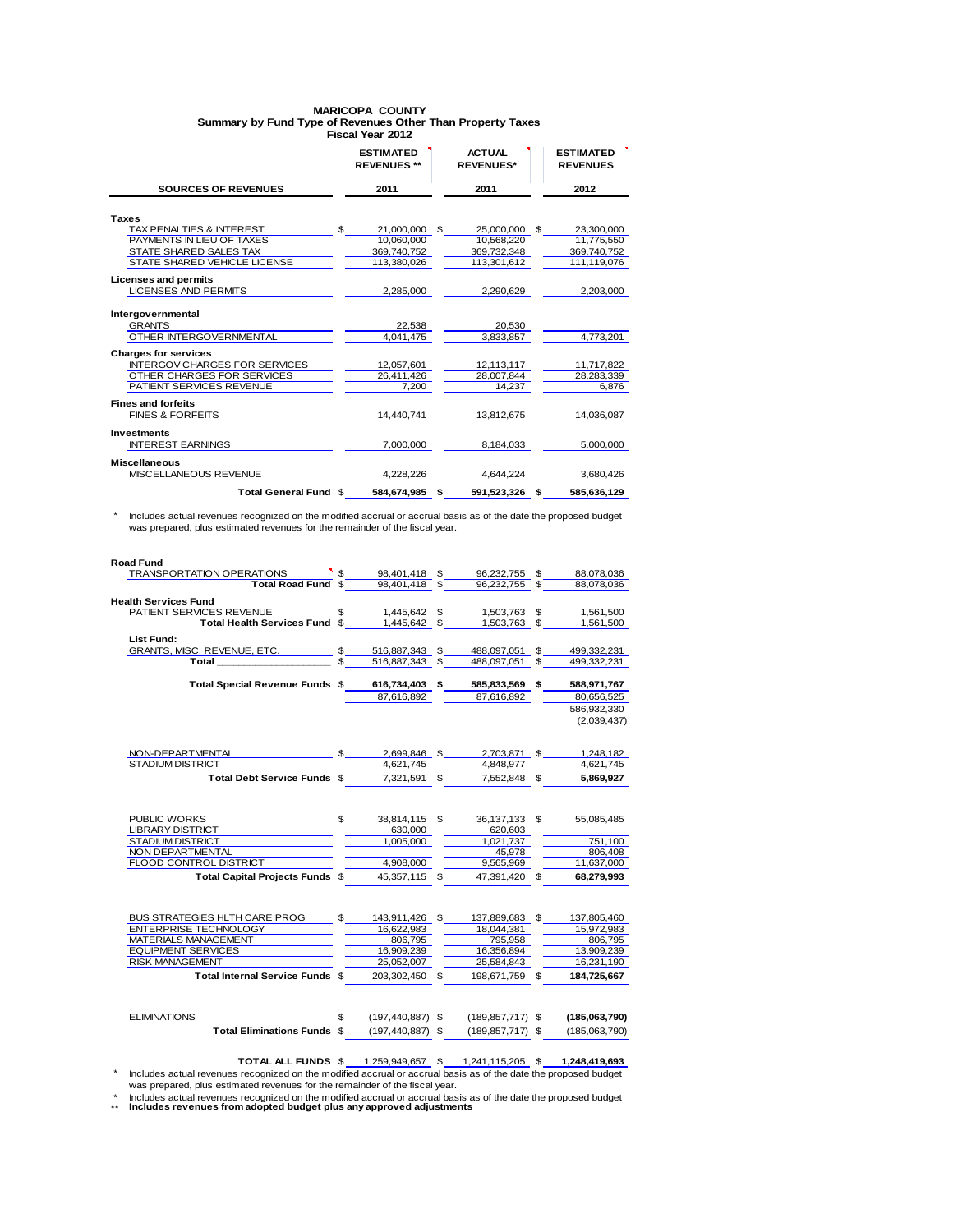# MARICOPA COUNTY
## Summary by Fund Type of Revenues Other Than Property Taxes
### Fiscal Year 2012

| SOURCES OF REVENUES | ESTIMATED REVENUES ** 2011 | ACTUAL REVENUES* 2011 | ESTIMATED REVENUES 2012 |
|---|---|---|---|
| **Taxes** | | | |
| TAX PENALTIES & INTEREST | $ 21,000,000 | $ 25,000,000 | $ 23,300,000 |
| PAYMENTS IN LIEU OF TAXES | 10,060,000 | 10,568,220 | 11,775,550 |
| STATE SHARED SALES TAX | 369,740,752 | 369,732,348 | 369,740,752 |
| STATE SHARED VEHICLE LICENSE | 113,380,026 | 113,301,612 | 111,119,076 |
| **Licenses and permits** | | | |
| LICENSES AND PERMITS | 2,285,000 | 2,290,629 | 2,203,000 |
| **Intergovernmental** | | | |
| GRANTS | 22,538 | 20,530 | |
| OTHER INTERGOVERNMENTAL | 4,041,475 | 3,833,857 | 4,773,201 |
| **Charges for services** | | | |
| INTERGOV CHARGES FOR SERVICES | 12,057,601 | 12,113,117 | 11,717,822 |
| OTHER CHARGES FOR SERVICES | 26,411,426 | 28,007,844 | 28,283,339 |
| PATIENT SERVICES REVENUE | 7,200 | 14,237 | 6,876 |
| **Fines and forfeits** | | | |
| FINES & FORFEITS | 14,440,741 | 13,812,675 | 14,036,087 |
| **Investments** | | | |
| INTEREST EARNINGS | 7,000,000 | 8,184,033 | 5,000,000 |
| **Miscellaneous** | | | |
| MISCELLANEOUS REVENUE | 4,228,226 | 4,644,224 | 3,680,426 |
| **Total General Fund** | **$ 584,674,985** | **$ 591,523,326** | **$ 585,636,129** |

\* Includes actual revenues recognized on the modified accrual or accrual basis as of the date the proposed budget was prepared, plus estimated revenues for the remainder of the fiscal year.

| SOURCES OF REVENUES | ESTIMATED REVENUES ** 2011 | ACTUAL REVENUES* 2011 | ESTIMATED REVENUES 2012 |
|---|---|---|---|
| **Road Fund** | | | |
| TRANSPORTATION OPERATIONS | $ 98,401,418 | $ 96,232,755 | $ 88,078,036 |
| **Total Road Fund** | $ 98,401,418 | $ 96,232,755 | $ 88,078,036 |
| **Health Services Fund** | | | |
| PATIENT SERVICES REVENUE | $ 1,445,642 | $ 1,503,763 | $ 1,561,500 |
| **Total Health Services Fund** | $ 1,445,642 | $ 1,503,763 | $ 1,561,500 |
| **List Fund:** | | | |
| GRANTS, MISC. REVENUE, ETC. | $ 516,887,343 | $ 488,097,051 | $ 499,332,231 |
| **Total** | $ 516,887,343 | $ 488,097,051 | $ 499,332,231 |
| **Total Special Revenue Funds** | **$ 616,734,403** | **$ 585,833,569** | **$ 588,971,767** |
| | 87,616,892 | 87,616,892 | 80,656,525 |
| | | | 586,932,330 |
| | | | (2,039,437) |
| NON-DEPARTMENTAL | $ 2,699,846 | $ 2,703,871 | $ 1,248,182 |
| STADIUM DISTRICT | 4,621,745 | 4,848,977 | 4,621,745 |
| **Total Debt Service Funds** | $ 7,321,591 | $ 7,552,848 | $ **5,869,927** |
| PUBLIC WORKS | $ 38,814,115 | $ 36,137,133 | $ 55,085,485 |
| LIBRARY DISTRICT | 630,000 | 620,603 | |
| STADIUM DISTRICT | 1,005,000 | 1,021,737 | 751,100 |
| NON DEPARTMENTAL | | 45,978 | 806,408 |
| FLOOD CONTROL DISTRICT | 4,908,000 | 9,565,969 | 11,637,000 |
| **Total Capital Projects Funds** | $ 45,357,115 | $ 47,391,420 | $ **68,279,993** |
| BUS STRATEGIES HLTH CARE PROG | $ 143,911,426 | $ 137,889,683 | $ 137,805,460 |
| ENTERPRISE TECHNOLOGY | 16,622,983 | 18,044,381 | 15,972,983 |
| MATERIALS MANAGEMENT | 806,795 | 795,958 | 806,795 |
| EQUIPMENT SERVICES | 16,909,239 | 16,356,894 | 13,909,239 |
| RISK MANAGEMENT | 25,052,007 | 25,584,843 | 16,231,190 |
| **Total Internal Service Funds** | $ 203,302,450 | $ 198,671,759 | $ **184,725,667** |
| ELIMINATIONS | $ (197,440,887) | $ (189,857,717) | $ **(185,063,790)** |
| **Total Eliminations Funds** | $ (197,440,887) | $ (189,857,717) | $ (185,063,790) |
| **TOTAL ALL FUNDS** | $ 1,259,949,657 | $ 1,241,115,205 | $ **1,248,419,693** |

\* Includes actual revenues recognized on the modified accrual or accrual basis as of the date the proposed budget was prepared, plus estimated revenues for the remainder of the fiscal year.

\* Includes actual revenues recognized on the modified accrual or accrual basis as of the date the proposed budget

\*\* **Includes revenues from adopted budget plus any approved adjustments**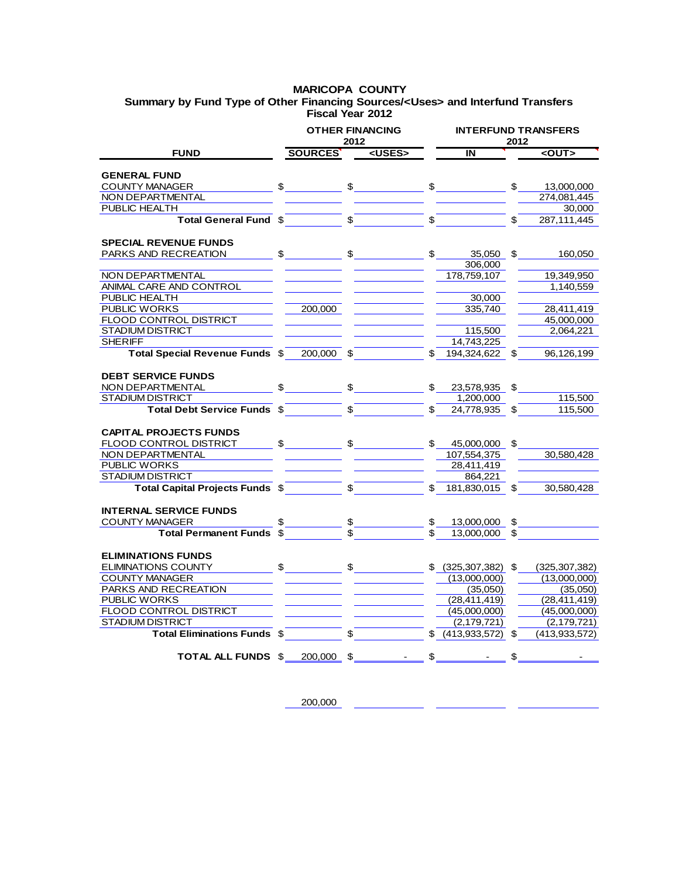**MARICOPA COUNTY**
**Summary by Fund Type of Other Financing Sources/<Uses> and Interfund Transfers**
**Fiscal Year 2012**

| FUND | OTHER FINANCING 2012 SOURCES | OTHER FINANCING 2012 <USES> | INTERFUND TRANSFERS 2012 IN | INTERFUND TRANSFERS 2012 <OUT> |
|---|---|---|---|---|
| **GENERAL FUND** | | | | |
| COUNTY MANAGER | $ | $ | $ | $ 13,000,000 |
| NON DEPARTMENTAL | | | | 274,081,445 |
| PUBLIC HEALTH | | | | 30,000 |
| **Total General Fund** | $ | $ | $ | $ 287,111,445 |
| **SPECIAL REVENUE FUNDS** | | | | |
| PARKS AND RECREATION | $ | $ | $ 35,050 | $ 160,050 |
| | | | 306,000 | |
| NON DEPARTMENTAL | | | 178,759,107 | 19,349,950 |
| ANIMAL CARE AND CONTROL | | | | 1,140,559 |
| PUBLIC HEALTH | | | 30,000 | |
| PUBLIC WORKS | 200,000 | | 335,740 | 28,411,419 |
| FLOOD CONTROL DISTRICT | | | | 45,000,000 |
| STADIUM DISTRICT | | | 115,500 | 2,064,221 |
| SHERIFF | | | 14,743,225 | |
| **Total Special Revenue Funds** | $ 200,000 | $ | $ 194,324,622 | $ 96,126,199 |
| **DEBT SERVICE FUNDS** | | | | |
| NON DEPARTMENTAL | $ | $ | $ 23,578,935 | $ |
| STADIUM DISTRICT | | | 1,200,000 | 115,500 |
| **Total Debt Service Funds** | $ | $ | $ 24,778,935 | $ 115,500 |
| **CAPITAL PROJECTS FUNDS** | | | | |
| FLOOD CONTROL DISTRICT | $ | $ | $ 45,000,000 | $ |
| NON DEPARTMENTAL | | | 107,554,375 | 30,580,428 |
| PUBLIC WORKS | | | 28,411,419 | |
| STADIUM DISTRICT | | | 864,221 | |
| **Total Capital Projects Funds** | $ | $ | $ 181,830,015 | $ 30,580,428 |
| **INTERNAL SERVICE FUNDS** | | | | |
| COUNTY MANAGER | $ | $ | $ 13,000,000 | $ |
| **Total Permanent Funds** | $ | $ | $ 13,000,000 | $ |
| **ELIMINATIONS FUNDS** | | | | |
| ELIMINATIONS COUNTY | $ | $ | $ (325,307,382) | $ (325,307,382) |
| COUNTY MANAGER | | | (13,000,000) | (13,000,000) |
| PARKS AND RECREATION | | | (35,050) | (35,050) |
| PUBLIC WORKS | | | (28,411,419) | (28,411,419) |
| FLOOD CONTROL DISTRICT | | | (45,000,000) | (45,000,000) |
| STADIUM DISTRICT | | | (2,179,721) | (2,179,721) |
| **Total Eliminations Funds** | $ | $ | $ (413,933,572) | $ (413,933,572) |
| **TOTAL ALL FUNDS** | $ 200,000 | $ - | $ - | $ - |

200,000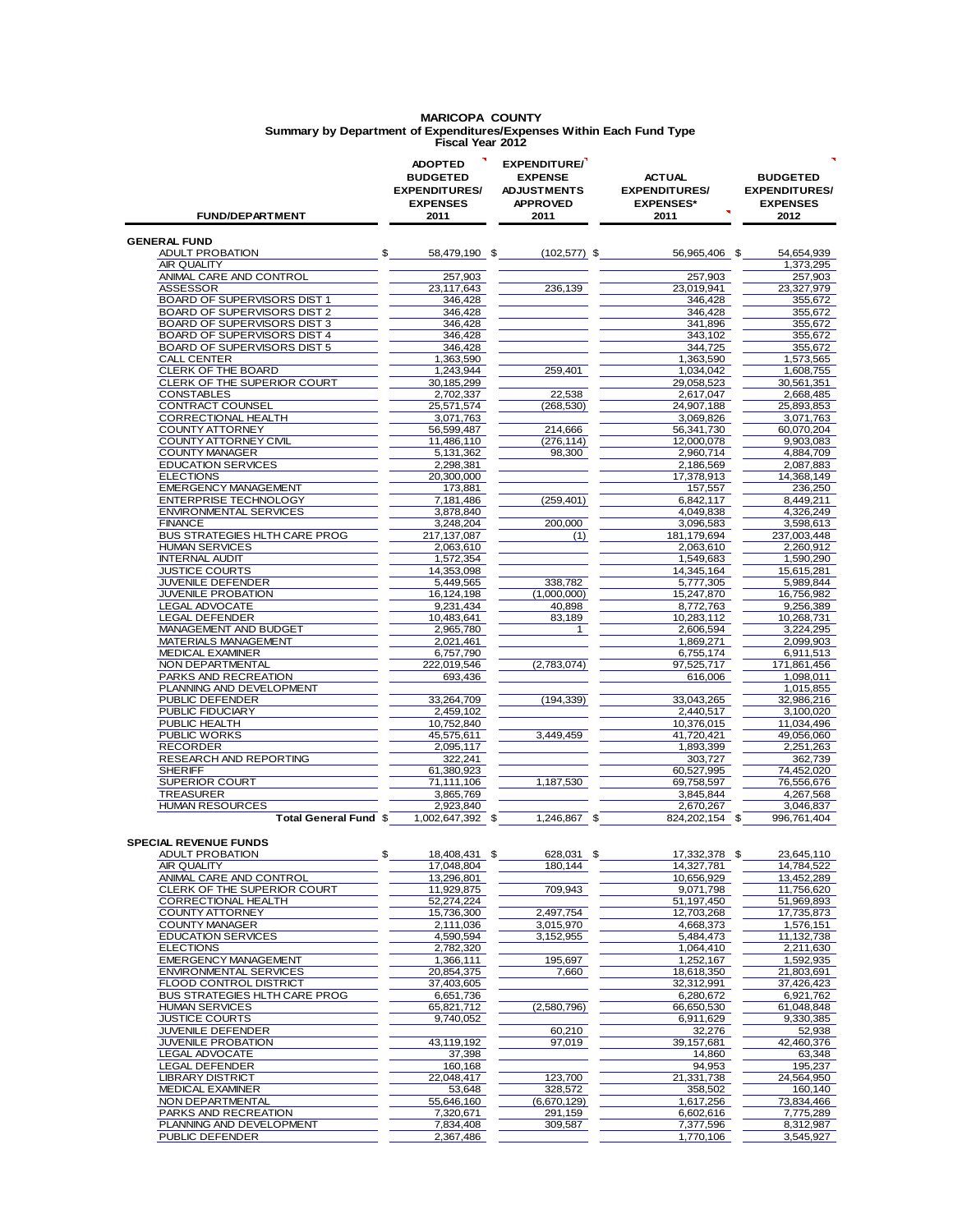**MARICOPA COUNTY**
**Summary by Department of Expenditures/Expenses Within Each Fund Type**
**Fiscal Year 2012**

| FUND/DEPARTMENT | ADOPTED BUDGETED EXPENDITURES/ EXPENSES 2011 | EXPENDITURE/ EXPENSE ADJUSTMENTS APPROVED 2011 | ACTUAL EXPENDITURES/ EXPENSES* 2011 | BUDGETED EXPENDITURES/ EXPENSES 2012 |
|---|---|---|---|---|
| **GENERAL FUND** | | | | |
| ADULT PROBATION | $ 58,479,190 | $ (102,577) | $ 56,965,406 | $ 54,654,939 |
| AIR QUALITY | | | | 1,373,295 |
| ANIMAL CARE AND CONTROL | 257,903 | | 257,903 | 257,903 |
| ASSESSOR | 23,117,643 | 236,139 | 23,019,941 | 23,327,979 |
| BOARD OF SUPERVISORS DIST 1 | 346,428 | | 346,428 | 355,672 |
| BOARD OF SUPERVISORS DIST 2 | 346,428 | | 346,428 | 355,672 |
| BOARD OF SUPERVISORS DIST 3 | 346,428 | | 341,896 | 355,672 |
| BOARD OF SUPERVISORS DIST 4 | 346,428 | | 343,102 | 355,672 |
| BOARD OF SUPERVISORS DIST 5 | 346,428 | | 344,725 | 355,672 |
| CALL CENTER | 1,363,590 | | 1,363,590 | 1,573,565 |
| CLERK OF THE BOARD | 1,243,944 | 259,401 | 1,034,042 | 1,608,755 |
| CLERK OF THE SUPERIOR COURT | 30,185,299 | | 29,058,523 | 30,561,351 |
| CONSTABLES | 2,702,337 | 22,538 | 2,617,047 | 2,668,485 |
| CONTRACT COUNSEL | 25,571,574 | (268,530) | 24,907,188 | 25,893,853 |
| CORRECTIONAL HEALTH | 3,071,763 | | 3,069,826 | 3,071,763 |
| COUNTY ATTORNEY | 56,599,487 | 214,666 | 56,341,730 | 60,070,204 |
| COUNTY ATTORNEY CIVIL | 11,486,110 | (276,114) | 12,000,078 | 9,903,083 |
| COUNTY MANAGER | 5,131,362 | 98,300 | 2,960,714 | 4,884,709 |
| EDUCATION SERVICES | 2,298,381 | | 2,186,569 | 2,087,883 |
| ELECTIONS | 20,300,000 | | 17,378,913 | 14,368,149 |
| EMERGENCY MANAGEMENT | 173,881 | | 157,557 | 236,250 |
| ENTERPRISE TECHNOLOGY | 7,181,486 | (259,401) | 6,842,117 | 8,449,211 |
| ENVIRONMENTAL SERVICES | 3,878,840 | | 4,049,838 | 4,326,249 |
| FINANCE | 3,248,204 | 200,000 | 3,096,583 | 3,598,613 |
| BUS STRATEGIES HLTH CARE PROG | 217,137,087 | (1) | 181,179,694 | 237,003,448 |
| HUMAN SERVICES | 2,063,610 | | 2,063,610 | 2,260,912 |
| INTERNAL AUDIT | 1,572,354 | | 1,549,683 | 1,590,290 |
| JUSTICE COURTS | 14,353,098 | | 14,345,164 | 15,615,281 |
| JUVENILE DEFENDER | 5,449,565 | 338,782 | 5,777,305 | 5,989,844 |
| JUVENILE PROBATION | 16,124,198 | (1,000,000) | 15,247,870 | 16,756,982 |
| LEGAL ADVOCATE | 9,231,434 | 40,898 | 8,772,763 | 9,256,389 |
| LEGAL DEFENDER | 10,483,641 | 83,189 | 10,283,112 | 10,268,731 |
| MANAGEMENT AND BUDGET | 2,965,780 | 1 | 2,606,594 | 3,224,295 |
| MATERIALS MANAGEMENT | 2,021,461 | | 1,869,271 | 2,099,903 |
| MEDICAL EXAMINER | 6,757,790 | | 6,755,174 | 6,911,513 |
| NON DEPARTMENTAL | 222,019,546 | (2,783,074) | 97,525,717 | 171,861,456 |
| PARKS AND RECREATION | 693,436 | | 616,006 | 1,098,011 |
| PLANNING AND DEVELOPMENT | | | | 1,015,855 |
| PUBLIC DEFENDER | 33,264,709 | (194,339) | 33,043,265 | 32,986,216 |
| PUBLIC FIDUCIARY | 2,459,102 | | 2,440,517 | 3,100,020 |
| PUBLIC HEALTH | 10,752,840 | | 10,376,015 | 11,034,496 |
| PUBLIC WORKS | 45,575,611 | 3,449,459 | 41,720,421 | 49,056,060 |
| RECORDER | 2,095,117 | | 1,893,399 | 2,251,263 |
| RESEARCH AND REPORTING | 322,241 | | 303,727 | 362,739 |
| SHERIFF | 61,380,923 | | 60,527,995 | 74,452,020 |
| SUPERIOR COURT | 71,111,106 | 1,187,530 | 69,758,597 | 76,556,676 |
| TREASURER | 3,865,769 | | 3,845,844 | 4,267,568 |
| HUMAN RESOURCES | 2,923,840 | | 2,670,267 | 3,046,837 |
| **Total General Fund** | $ 1,002,647,392 | $ 1,246,867 | $ 824,202,154 | $ 996,761,404 |
| **SPECIAL REVENUE FUNDS** | | | | |
| ADULT PROBATION | $ 18,408,431 | $ 628,031 | $ 17,332,378 | $ 23,645,110 |
| AIR QUALITY | 17,048,804 | 180,144 | 14,327,781 | 14,784,522 |
| ANIMAL CARE AND CONTROL | 13,296,801 | | 10,656,929 | 13,452,289 |
| CLERK OF THE SUPERIOR COURT | 11,929,875 | 709,943 | 9,071,798 | 11,756,620 |
| CORRECTIONAL HEALTH | 52,274,224 | | 51,197,450 | 51,969,893 |
| COUNTY ATTORNEY | 15,736,300 | 2,497,754 | 12,703,268 | 17,735,873 |
| COUNTY MANAGER | 2,111,036 | 3,015,970 | 4,668,373 | 1,576,151 |
| EDUCATION SERVICES | 4,590,594 | 3,152,955 | 5,484,473 | 11,132,738 |
| ELECTIONS | 2,782,320 | | 1,064,410 | 2,211,630 |
| EMERGENCY MANAGEMENT | 1,366,111 | 195,697 | 1,252,167 | 1,592,935 |
| ENVIRONMENTAL SERVICES | 20,854,375 | 7,660 | 18,618,350 | 21,803,691 |
| FLOOD CONTROL DISTRICT | 37,403,605 | | 32,312,991 | 37,426,423 |
| BUS STRATEGIES HLTH CARE PROG | 6,651,736 | | 6,280,672 | 6,921,762 |
| HUMAN SERVICES | 65,821,712 | (2,580,796) | 66,650,530 | 61,048,848 |
| JUSTICE COURTS | 9,740,052 | | 6,911,629 | 9,330,385 |
| JUVENILE DEFENDER | | 60,210 | 32,276 | 52,938 |
| JUVENILE PROBATION | 43,119,192 | 97,019 | 39,157,681 | 42,460,376 |
| LEGAL ADVOCATE | 37,398 | | 14,860 | 63,348 |
| LEGAL DEFENDER | 160,168 | | 94,953 | 195,237 |
| LIBRARY DISTRICT | 22,048,417 | 123,700 | 21,331,738 | 24,564,950 |
| MEDICAL EXAMINER | 53,648 | 328,572 | 358,502 | 160,140 |
| NON DEPARTMENTAL | 55,646,160 | (6,670,129) | 1,617,256 | 73,834,466 |
| PARKS AND RECREATION | 7,320,671 | 291,159 | 6,602,616 | 7,775,289 |
| PLANNING AND DEVELOPMENT | 7,834,408 | 309,587 | 7,377,596 | 8,312,987 |
| PUBLIC DEFENDER | 2,367,486 | | 1,770,106 | 3,545,927 |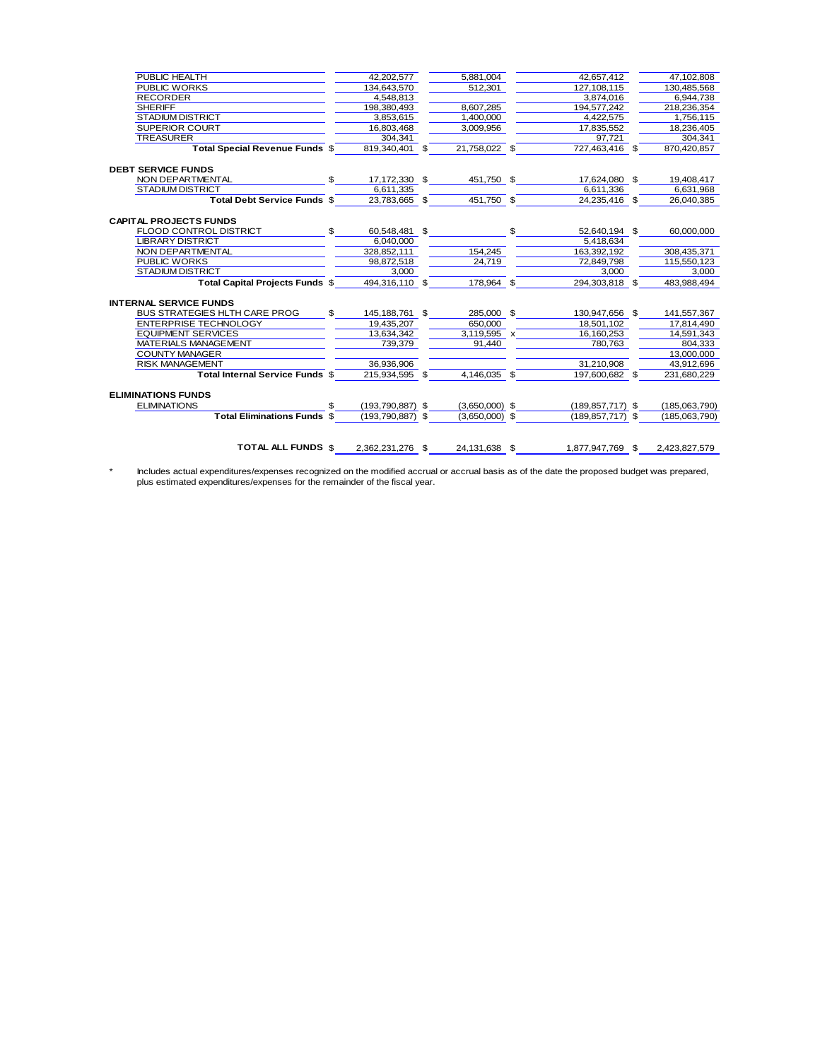| | | | | |
|---|---|---|---|---|
| PUBLIC HEALTH | 42,202,577 | 5,881,004 | 42,657,412 | 47,102,808 |
| PUBLIC WORKS | 134,643,570 | 512,301 | 127,108,115 | 130,485,568 |
| RECORDER | 4,548,813 | | 3,874,016 | 6,944,738 |
| SHERIFF | 198,380,493 | 8,607,285 | 194,577,242 | 218,236,354 |
| STADIUM DISTRICT | 3,853,615 | 1,400,000 | 4,422,575 | 1,756,115 |
| SUPERIOR COURT | 16,803,468 | 3,009,956 | 17,835,552 | 18,236,405 |
| TREASURER | 304,341 | | 97,721 | 304,341 |
| **Total Special Revenue Funds** | $ 819,340,401 | $ 21,758,022 | $ 727,463,416 | $ 870,420,857 |
| **DEBT SERVICE FUNDS** | | | | |
| NON DEPARTMENTAL | $ 17,172,330 | $ 451,750 | $ 17,624,080 | $ 19,408,417 |
| STADIUM DISTRICT | 6,611,335 | | 6,611,336 | 6,631,968 |
| **Total Debt Service Funds** | $ 23,783,665 | $ 451,750 | $ 24,235,416 | $ 26,040,385 |
| **CAPITAL PROJECTS FUNDS** | | | | |
| FLOOD CONTROL DISTRICT | $ 60,548,481 | $ | $ 52,640,194 | $ 60,000,000 |
| LIBRARY DISTRICT | 6,040,000 | | 5,418,634 | |
| NON DEPARTMENTAL | 328,852,111 | 154,245 | 163,392,192 | 308,435,371 |
| PUBLIC WORKS | 98,872,518 | 24,719 | 72,849,798 | 115,550,123 |
| STADIUM DISTRICT | 3,000 | | 3,000 | 3,000 |
| **Total Capital Projects Funds** | $ 494,316,110 | $ 178,964 | $ 294,303,818 | $ 483,988,494 |
| **INTERNAL SERVICE FUNDS** | | | | |
| BUS STRATEGIES HLTH CARE PROG | $ 145,188,761 | $ 285,000 | $ 130,947,656 | $ 141,557,367 |
| ENTERPRISE TECHNOLOGY | 19,435,207 | 650,000 | 18,501,102 | 17,814,490 |
| EQUIPMENT SERVICES | 13,634,342 | 3,119,595 x | 16,160,253 | 14,591,343 |
| MATERIALS MANAGEMENT | 739,379 | 91,440 | 780,763 | 804,333 |
| COUNTY MANAGER | | | | 13,000,000 |
| RISK MANAGEMENT | 36,936,906 | | 31,210,908 | 43,912,696 |
| **Total Internal Service Funds** | $ 215,934,595 | $ 4,146,035 | $ 197,600,682 | $ 231,680,229 |
| **ELIMINATIONS FUNDS** | | | | |
| ELIMINATIONS | $ (193,790,887) | $ (3,650,000) | $ (189,857,717) | $ (185,063,790) |
| **Total Eliminations Funds** | $ (193,790,887) | $ (3,650,000) | $ (189,857,717) | $ (185,063,790) |
| **TOTAL ALL FUNDS** | $ 2,362,231,276 | $ 24,131,638 | $ 1,877,947,769 | $ 2,423,827,579 |

\* Includes actual expenditures/expenses recognized on the modified accrual or accrual basis as of the date the proposed budget was prepared, plus estimated expenditures/expenses for the remainder of the fiscal year.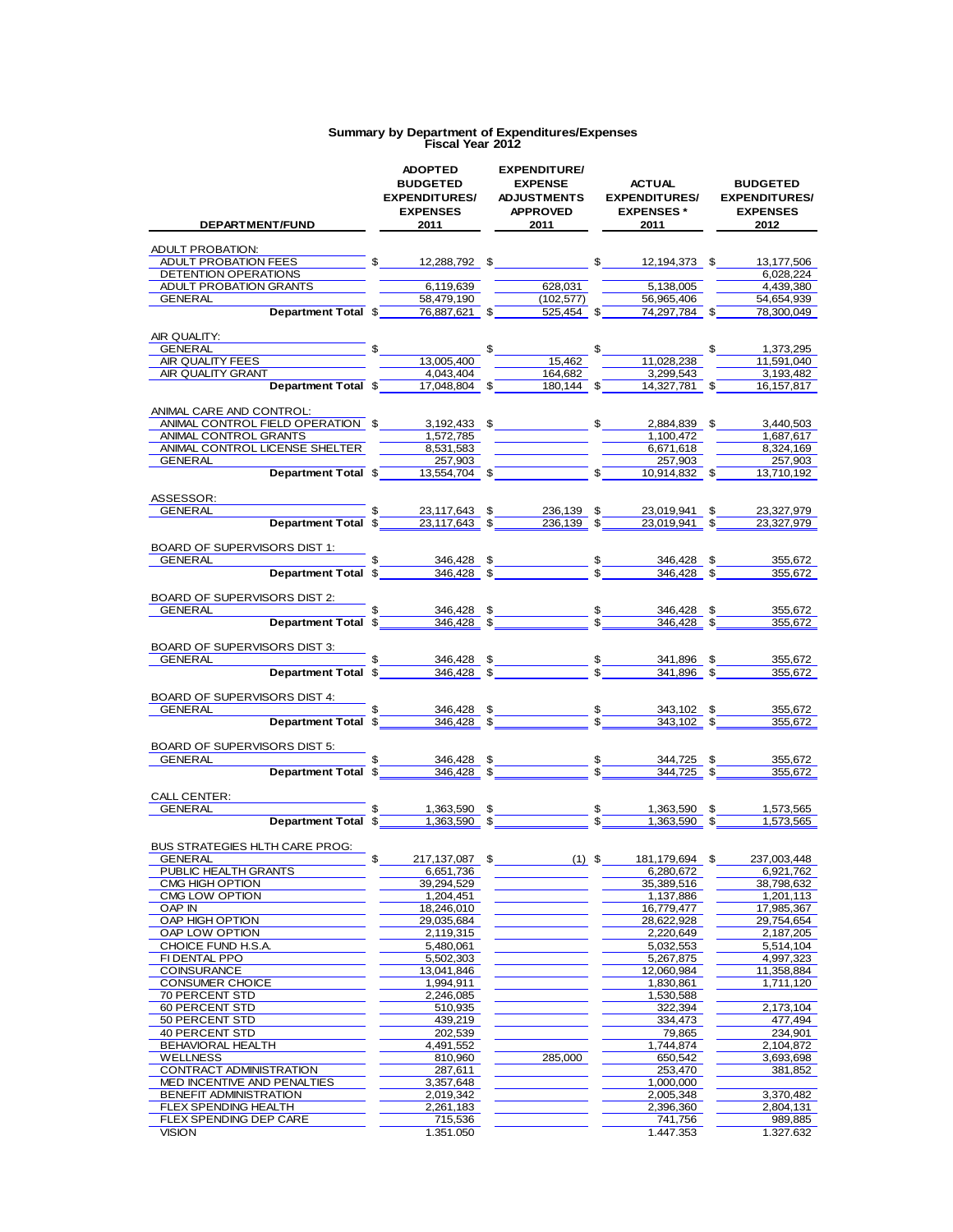# Summary by Department of Expenditures/Expenses
## Fiscal Year 2012

| DEPARTMENT/FUND | ADOPTED BUDGETED EXPENDITURES/ EXPENSES 2011 | EXPENDITURE/ EXPENSE ADJUSTMENTS APPROVED 2011 | ACTUAL EXPENDITURES/ EXPENSES * 2011 | BUDGETED EXPENDITURES/ EXPENSES 2012 |
|---|---|---|---|---|
| ADULT PROBATION: | | | | |
| ADULT PROBATION FEES | $ 12,288,792 | $ | $ 12,194,373 | $ 13,177,506 |
| DETENTION OPERATIONS | | | | 6,028,224 |
| ADULT PROBATION GRANTS | 6,119,639 | 628,031 | 5,138,005 | 4,439,380 |
| GENERAL | 58,479,190 | (102,577) | 56,965,406 | 54,654,939 |
| **Department Total** | $ 76,887,621 | $ 525,454 | $ 74,297,784 | $ 78,300,049 |
| AIR QUALITY: | | | | |
| GENERAL | $ | $ | $ | $ 1,373,295 |
| AIR QUALITY FEES | 13,005,400 | 15,462 | 11,028,238 | 11,591,040 |
| AIR QUALITY GRANT | 4,043,404 | 164,682 | 3,299,543 | 3,193,482 |
| **Department Total** | $ 17,048,804 | $ 180,144 | $ 14,327,781 | $ 16,157,817 |
| ANIMAL CARE AND CONTROL: | | | | |
| ANIMAL CONTROL FIELD OPERATION | $ 3,192,433 | $ | $ 2,884,839 | $ 3,440,503 |
| ANIMAL CONTROL GRANTS | 1,572,785 | | 1,100,472 | 1,687,617 |
| ANIMAL CONTROL LICENSE SHELTER | 8,531,583 | | 6,671,618 | 8,324,169 |
| GENERAL | 257,903 | | 257,903 | 257,903 |
| **Department Total** | $ 13,554,704 | $ | $ 10,914,832 | $ 13,710,192 |
| ASSESSOR: | | | | |
| GENERAL | $ 23,117,643 | $ 236,139 | $ 23,019,941 | $ 23,327,979 |
| **Department Total** | $ 23,117,643 | $ 236,139 | $ 23,019,941 | $ 23,327,979 |
| BOARD OF SUPERVISORS DIST 1: | | | | |
| GENERAL | $ 346,428 | $ | $ 346,428 | $ 355,672 |
| **Department Total** | $ 346,428 | $ | $ 346,428 | $ 355,672 |
| BOARD OF SUPERVISORS DIST 2: | | | | |
| GENERAL | $ 346,428 | $ | $ 346,428 | $ 355,672 |
| **Department Total** | $ 346,428 | $ | $ 346,428 | $ 355,672 |
| BOARD OF SUPERVISORS DIST 3: | | | | |
| GENERAL | $ 346,428 | $ | $ 341,896 | $ 355,672 |
| **Department Total** | $ 346,428 | $ | $ 341,896 | $ 355,672 |
| BOARD OF SUPERVISORS DIST 4: | | | | |
| GENERAL | $ 346,428 | $ | $ 343,102 | $ 355,672 |
| **Department Total** | $ 346,428 | $ | $ 343,102 | $ 355,672 |
| BOARD OF SUPERVISORS DIST 5: | | | | |
| GENERAL | $ 346,428 | $ | $ 344,725 | $ 355,672 |
| **Department Total** | $ 346,428 | $ | $ 344,725 | $ 355,672 |
| CALL CENTER: | | | | |
| GENERAL | $ 1,363,590 | $ | $ 1,363,590 | $ 1,573,565 |
| **Department Total** | $ 1,363,590 | $ | $ 1,363,590 | $ 1,573,565 |
| BUS STRATEGIES HLTH CARE PROG: | | | | |
| GENERAL | $ 217,137,087 | $ (1) | $ 181,179,694 | $ 237,003,448 |
| PUBLIC HEALTH GRANTS | 6,651,736 | | 6,280,672 | 6,921,762 |
| CMG HIGH OPTION | 39,294,529 | | 35,389,516 | 38,798,632 |
| CMG LOW OPTION | 1,204,451 | | 1,137,886 | 1,201,113 |
| OAP IN | 18,246,010 | | 16,779,477 | 17,985,367 |
| OAP HIGH OPTION | 29,035,684 | | 28,622,928 | 29,754,654 |
| OAP LOW OPTION | 2,119,315 | | 2,220,649 | 2,187,205 |
| CHOICE FUND H.S.A. | 5,480,061 | | 5,032,553 | 5,514,104 |
| FI DENTAL PPO | 5,502,303 | | 5,267,875 | 4,997,323 |
| COINSURANCE | 13,041,846 | | 12,060,984 | 11,358,884 |
| CONSUMER CHOICE | 1,994,911 | | 1,830,861 | 1,711,120 |
| 70 PERCENT STD | 2,246,085 | | 1,530,588 | |
| 60 PERCENT STD | 510,935 | | 322,394 | 2,173,104 |
| 50 PERCENT STD | 439,219 | | 334,473 | 477,494 |
| 40 PERCENT STD | 202,539 | | 79,865 | 234,901 |
| BEHAVIORAL HEALTH | 4,491,552 | | 1,744,874 | 2,104,872 |
| WELLNESS | 810,960 | 285,000 | 650,542 | 3,693,698 |
| CONTRACT ADMINISTRATION | 287,611 | | 253,470 | 381,852 |
| MED INCENTIVE AND PENALTIES | 3,357,648 | | 1,000,000 | |
| BENEFIT ADMINISTRATION | 2,019,342 | | 2,005,348 | 3,370,482 |
| FLEX SPENDING HEALTH | 2,261,183 | | 2,396,360 | 2,804,131 |
| FLEX SPENDING DEP CARE | 715,536 | | 741,756 | 989,885 |
| VISION | 1,351,050 | | 1,447,353 | 1,327,632 |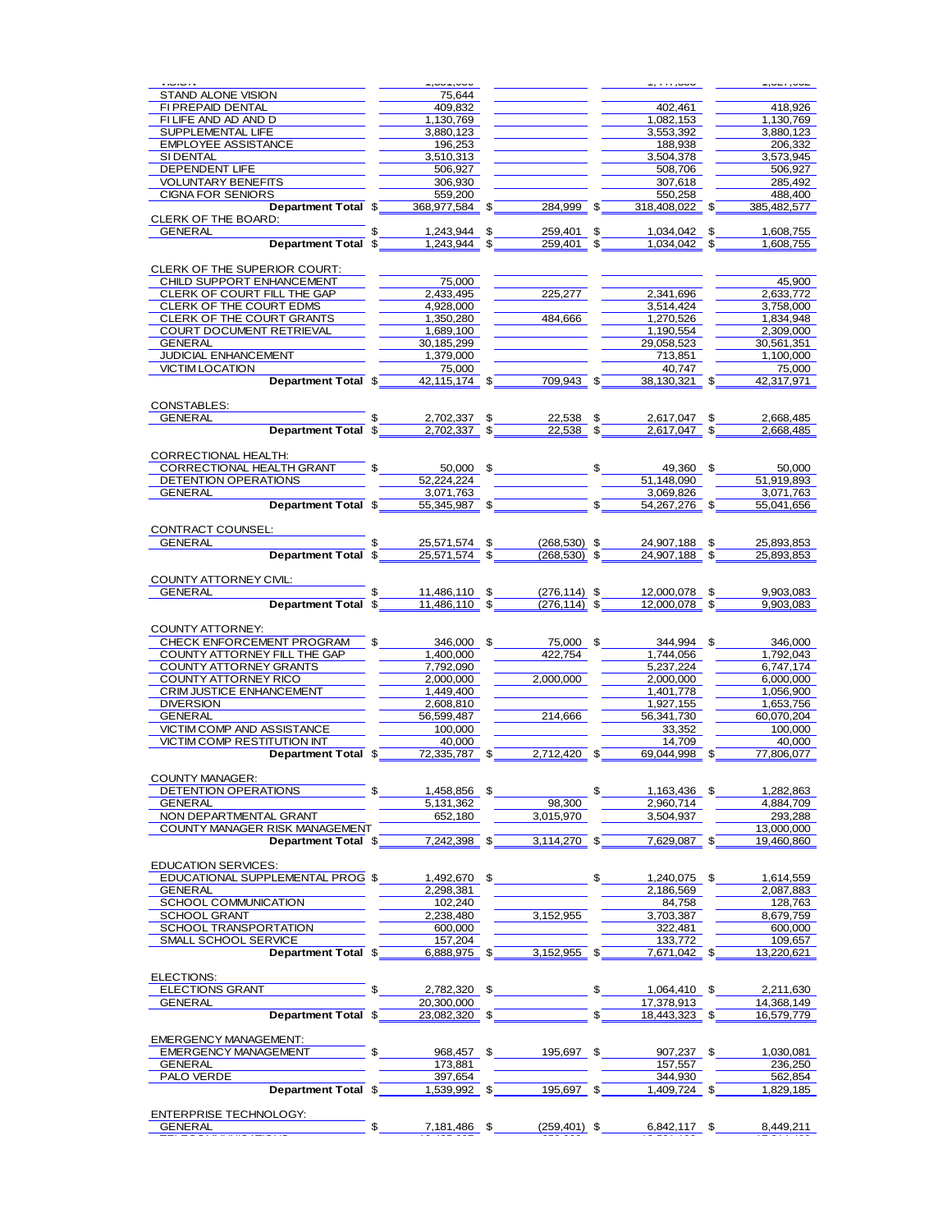| | | | | |
|---|---|---|---|---|
| STAND ALONE VISION | 75,644 | | | |
| FI PREPAID DENTAL | 409,832 | | 402,461 | 418,926 |
| FI LIFE AND AD AND D | 1,130,769 | | 1,082,153 | 1,130,769 |
| SUPPLEMENTAL LIFE | 3,880,123 | | 3,553,392 | 3,880,123 |
| EMPLOYEE ASSISTANCE | 196,253 | | 188,938 | 206,332 |
| SI DENTAL | 3,510,313 | | 3,504,378 | 3,573,945 |
| DEPENDENT LIFE | 506,927 | | 508,706 | 506,927 |
| VOLUNTARY BENEFITS | 306,930 | | 307,618 | 285,492 |
| CIGNA FOR SENIORS | 559,200 | | 550,258 | 488,400 |
| **Department Total** | $ 368,977,584 | $ 284,999 | $ 318,408,022 | $ 385,482,577 |
| CLERK OF THE BOARD: | | | | |
| GENERAL | $ 1,243,944 | $ 259,401 | $ 1,034,042 | $ 1,608,755 |
| **Department Total** | $ 1,243,944 | $ 259,401 | $ 1,034,042 | $ 1,608,755 |
| CLERK OF THE SUPERIOR COURT: | | | | |
| CHILD SUPPORT ENHANCEMENT | 75,000 | | | 45,900 |
| CLERK OF COURT FILL THE GAP | 2,433,495 | 225,277 | 2,341,696 | 2,633,772 |
| CLERK OF THE COURT EDMS | 4,928,000 | | 3,514,424 | 3,758,000 |
| CLERK OF THE COURT GRANTS | 1,350,280 | 484,666 | 1,270,526 | 1,834,948 |
| COURT DOCUMENT RETRIEVAL | 1,689,100 | | 1,190,554 | 2,309,000 |
| GENERAL | 30,185,299 | | 29,058,523 | 30,561,351 |
| JUDICIAL ENHANCEMENT | 1,379,000 | | 713,851 | 1,100,000 |
| VICTIM LOCATION | 75,000 | | 40,747 | 75,000 |
| **Department Total** | $ 42,115,174 | $ 709,943 | $ 38,130,321 | $ 42,317,971 |
| CONSTABLES: | | | | |
| GENERAL | $ 2,702,337 | $ 22,538 | $ 2,617,047 | $ 2,668,485 |
| **Department Total** | $ 2,702,337 | $ 22,538 | $ 2,617,047 | $ 2,668,485 |
| CORRECTIONAL HEALTH: | | | | |
| CORRECTIONAL HEALTH GRANT | $ 50,000 | $ | $ 49,360 | $ 50,000 |
| DETENTION OPERATIONS | 52,224,224 | | 51,148,090 | 51,919,893 |
| GENERAL | 3,071,763 | | 3,069,826 | 3,071,763 |
| **Department Total** | $ 55,345,987 | $ | $ 54,267,276 | $ 55,041,656 |
| CONTRACT COUNSEL: | | | | |
| GENERAL | $ 25,571,574 | $ (268,530) | $ 24,907,188 | $ 25,893,853 |
| **Department Total** | $ 25,571,574 | $ (268,530) | $ 24,907,188 | $ 25,893,853 |
| COUNTY ATTORNEY CIVIL: | | | | |
| GENERAL | $ 11,486,110 | $ (276,114) | $ 12,000,078 | $ 9,903,083 |
| **Department Total** | $ 11,486,110 | $ (276,114) | $ 12,000,078 | $ 9,903,083 |
| COUNTY ATTORNEY: | | | | |
| CHECK ENFORCEMENT PROGRAM | $ 346,000 | $ 75,000 | $ 344,994 | $ 346,000 |
| COUNTY ATTORNEY FILL THE GAP | 1,400,000 | 422,754 | 1,744,056 | 1,792,043 |
| COUNTY ATTORNEY GRANTS | 7,792,090 | | 5,237,224 | 6,747,174 |
| COUNTY ATTORNEY RICO | 2,000,000 | 2,000,000 | 2,000,000 | 6,000,000 |
| CRIM JUSTICE ENHANCEMENT | 1,449,400 | | 1,401,778 | 1,056,900 |
| DIVERSION | 2,608,810 | | 1,927,155 | 1,653,756 |
| GENERAL | 56,599,487 | 214,666 | 56,341,730 | 60,070,204 |
| VICTIM COMP AND ASSISTANCE | 100,000 | | 33,352 | 100,000 |
| VICTIM COMP RESTITUTION INT | 40,000 | | 14,709 | 40,000 |
| **Department Total** | $ 72,335,787 | $ 2,712,420 | $ 69,044,998 | $ 77,806,077 |
| COUNTY MANAGER: | | | | |
| DETENTION OPERATIONS | $ 1,458,856 | $ | $ 1,163,436 | $ 1,282,863 |
| GENERAL | 5,131,362 | 98,300 | 2,960,714 | 4,884,709 |
| NON DEPARTMENTAL GRANT | 652,180 | 3,015,970 | 3,504,937 | 293,288 |
| COUNTY MANAGER RISK MANAGEMENT | | | | 13,000,000 |
| **Department Total** | $ 7,242,398 | $ 3,114,270 | $ 7,629,087 | $ 19,460,860 |
| EDUCATION SERVICES: | | | | |
| EDUCATIONAL SUPPLEMENTAL PROG | $ 1,492,670 | $ | $ 1,240,075 | $ 1,614,559 |
| GENERAL | 2,298,381 | | 2,186,569 | 2,087,883 |
| SCHOOL COMMUNICATION | 102,240 | | 84,758 | 128,763 |
| SCHOOL GRANT | 2,238,480 | 3,152,955 | 3,703,387 | 8,679,759 |
| SCHOOL TRANSPORTATION | 600,000 | | 322,481 | 600,000 |
| SMALL SCHOOL SERVICE | 157,204 | | 133,772 | 109,657 |
| **Department Total** | $ 6,888,975 | $ 3,152,955 | $ 7,671,042 | $ 13,220,621 |
| ELECTIONS: | | | | |
| ELECTIONS GRANT | $ 2,782,320 | $ | $ 1,064,410 | $ 2,211,630 |
| GENERAL | 20,300,000 | | 17,378,913 | 14,368,149 |
| **Department Total** | $ 23,082,320 | $ | $ 18,443,323 | $ 16,579,779 |
| EMERGENCY MANAGEMENT: | | | | |
| EMERGENCY MANAGEMENT | $ 968,457 | $ 195,697 | $ 907,237 | $ 1,030,081 |
| GENERAL | 173,881 | | 157,557 | 236,250 |
| PALO VERDE | 397,654 | | 344,930 | 562,854 |
| **Department Total** | $ 1,539,992 | $ 195,697 | $ 1,409,724 | $ 1,829,185 |
| ENTERPRISE TECHNOLOGY: | | | | |
| GENERAL | $ 7,181,486 | $ (259,401) | $ 6,842,117 | $ 8,449,211 |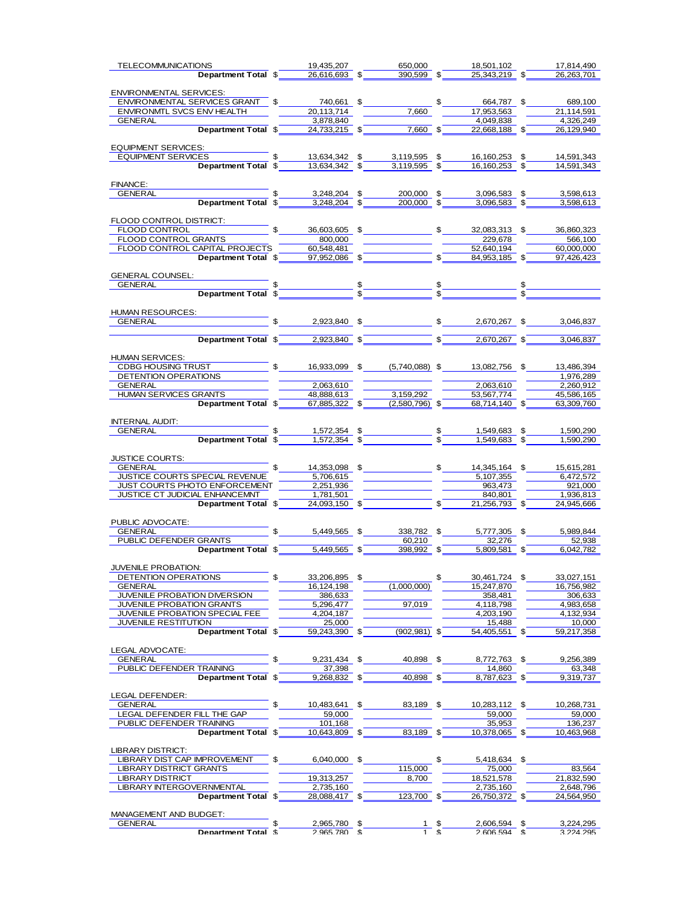| | | | | |
|---|---|---|---|---|
| TELECOMMUNICATIONS | 19,435,207 | 650,000 | 18,501,102 | 17,814,490 |
| **Department Total** | $ 26,616,693 | $ 390,599 | $ 25,343,219 | $ 26,263,701 |
| ENVIRONMENTAL SERVICES: | | | | |
| ENVIRONMENTAL SERVICES GRANT | $ 740,661 | $ | $ 664,787 | $ 689,100 |
| ENVIRONMTL SVCS ENV HEALTH | 20,113,714 | 7,660 | 17,953,563 | 21,114,591 |
| GENERAL | 3,878,840 | | 4,049,838 | 4,326,249 |
| **Department Total** | $ 24,733,215 | $ 7,660 | $ 22,668,188 | $ 26,129,940 |
| EQUIPMENT SERVICES: | | | | |
| EQUIPMENT SERVICES | $ 13,634,342 | $ 3,119,595 | $ 16,160,253 | $ 14,591,343 |
| **Department Total** | $ 13,634,342 | $ 3,119,595 | $ 16,160,253 | $ 14,591,343 |
| FINANCE: | | | | |
| GENERAL | $ 3,248,204 | $ 200,000 | $ 3,096,583 | $ 3,598,613 |
| **Department Total** | $ 3,248,204 | $ 200,000 | $ 3,096,583 | $ 3,598,613 |
| FLOOD CONTROL DISTRICT: | | | | |
| FLOOD CONTROL | $ 36,603,605 | $ | $ 32,083,313 | $ 36,860,323 |
| FLOOD CONTROL GRANTS | 800,000 | | 229,678 | 566,100 |
| FLOOD CONTROL CAPITAL PROJECTS | 60,548,481 | | 52,640,194 | 60,000,000 |
| **Department Total** | $ 97,952,086 | $ | $ 84,953,185 | $ 97,426,423 |
| GENERAL COUNSEL: | | | | |
| GENERAL | $ | $ | $ | $ |
| **Department Total** | $ | $ | $ | $ |
| HUMAN RESOURCES: | | | | |
| GENERAL | $ 2,923,840 | $ | $ 2,670,267 | $ 3,046,837 |
| **Department Total** | $ 2,923,840 | $ | $ 2,670,267 | $ 3,046,837 |
| HUMAN SERVICES: | | | | |
| CDBG HOUSING TRUST | $ 16,933,099 | $ (5,740,088) | $ 13,082,756 | $ 13,486,394 |
| DETENTION OPERATIONS | | | | 1,976,289 |
| GENERAL | 2,063,610 | | 2,063,610 | 2,260,912 |
| HUMAN SERVICES GRANTS | 48,888,613 | 3,159,292 | 53,567,774 | 45,586,165 |
| **Department Total** | $ 67,885,322 | $ (2,580,796) | $ 68,714,140 | $ 63,309,760 |
| INTERNAL AUDIT: | | | | |
| GENERAL | $ 1,572,354 | $ | $ 1,549,683 | $ 1,590,290 |
| **Department Total** | $ 1,572,354 | $ | $ 1,549,683 | $ 1,590,290 |
| JUSTICE COURTS: | | | | |
| GENERAL | $ 14,353,098 | $ | $ 14,345,164 | $ 15,615,281 |
| JUSTICE COURTS SPECIAL REVENUE | 5,706,615 | | 5,107,355 | 6,472,572 |
| JUST COURTS PHOTO ENFORCEMENT | 2,251,936 | | 963,473 | 921,000 |
| JUSTICE CT JUDICIAL ENHANCEMNT | 1,781,501 | | 840,801 | 1,936,813 |
| **Department Total** | $ 24,093,150 | $ | $ 21,256,793 | $ 24,945,666 |
| PUBLIC ADVOCATE: | | | | |
| GENERAL | $ 5,449,565 | $ 338,782 | $ 5,777,305 | $ 5,989,844 |
| PUBLIC DEFENDER GRANTS | | 60,210 | 32,276 | 52,938 |
| **Department Total** | $ 5,449,565 | $ 398,992 | $ 5,809,581 | $ 6,042,782 |
| JUVENILE PROBATION: | | | | |
| DETENTION OPERATIONS | $ 33,206,895 | $ | $ 30,461,724 | $ 33,027,151 |
| GENERAL | 16,124,198 | (1,000,000) | 15,247,870 | 16,756,982 |
| JUVENILE PROBATION DIVERSION | 386,633 | | 358,481 | 306,633 |
| JUVENILE PROBATION GRANTS | 5,296,477 | 97,019 | 4,118,798 | 4,983,658 |
| JUVENILE PROBATION SPECIAL FEE | 4,204,187 | | 4,203,190 | 4,132,934 |
| JUVENILE RESTITUTION | 25,000 | | 15,488 | 10,000 |
| **Department Total** | $ 59,243,390 | $ (902,981) | $ 54,405,551 | $ 59,217,358 |
| LEGAL ADVOCATE: | | | | |
| GENERAL | $ 9,231,434 | $ 40,898 | $ 8,772,763 | $ 9,256,389 |
| PUBLIC DEFENDER TRAINING | 37,398 | | 14,860 | 63,348 |
| **Department Total** | $ 9,268,832 | $ 40,898 | $ 8,787,623 | $ 9,319,737 |
| LEGAL DEFENDER: | | | | |
| GENERAL | $ 10,483,641 | $ 83,189 | $ 10,283,112 | $ 10,268,731 |
| LEGAL DEFENDER FILL THE GAP | 59,000 | | 59,000 | 59,000 |
| PUBLIC DEFENDER TRAINING | 101,168 | | 35,953 | 136,237 |
| **Department Total** | $ 10,643,809 | $ 83,189 | $ 10,378,065 | $ 10,463,968 |
| LIBRARY DISTRICT: | | | | |
| LIBRARY DIST CAP IMPROVEMENT | $ 6,040,000 | $ | $ 5,418,634 | $ |
| LIBRARY DISTRICT GRANTS | | 115,000 | 75,000 | 83,564 |
| LIBRARY DISTRICT | 19,313,257 | 8,700 | 18,521,578 | 21,832,590 |
| LIBRARY INTERGOVERNMENTAL | 2,735,160 | | 2,735,160 | 2,648,796 |
| **Department Total** | $ 28,088,417 | $ 123,700 | $ 26,750,372 | $ 24,564,950 |
| MANAGEMENT AND BUDGET: | | | | |
| GENERAL | $ 2,965,780 | $ 1 | $ 2,606,594 | $ 3,224,295 |
| **Department Total** | $ 2,965,780 | $ 1 | $ 2,606,594 | $ 3,224,295 |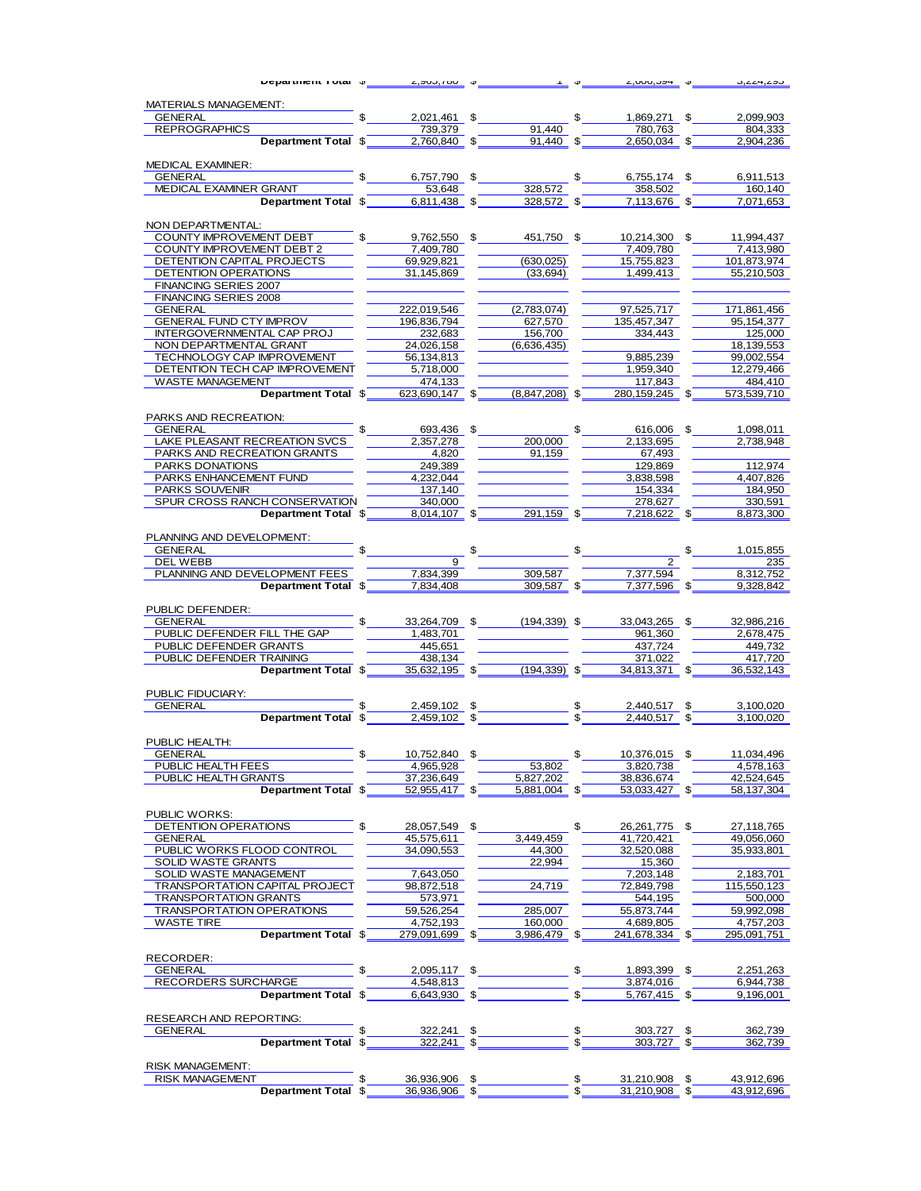| | | | | |
|---|---|---|---|---|
| Department Total | $ 2,905,780 | $ 1 | $ 2,686,594 | $ 3,224,295 |
| **MATERIALS MANAGEMENT:** | | | | |
| GENERAL | $ 2,021,461 | $ | $ 1,869,271 | $ 2,099,903 |
| REPROGRAPHICS | 739,379 | 91,440 | 780,763 | 804,333 |
| **Department Total** | $ 2,760,840 | $ 91,440 | $ 2,650,034 | $ 2,904,236 |
| **MEDICAL EXAMINER:** | | | | |
| GENERAL | $ 6,757,790 | $ | $ 6,755,174 | $ 6,911,513 |
| MEDICAL EXAMINER GRANT | 53,648 | 328,572 | 358,502 | 160,140 |
| **Department Total** | $ 6,811,438 | $ 328,572 | $ 7,113,676 | $ 7,071,653 |
| **NON DEPARTMENTAL:** | | | | |
| COUNTY IMPROVEMENT DEBT | $ 9,762,550 | $ 451,750 | $ 10,214,300 | $ 11,994,437 |
| COUNTY IMPROVEMENT DEBT 2 | 7,409,780 | | 7,409,780 | 7,413,980 |
| DETENTION CAPITAL PROJECTS | 69,929,821 | (630,025) | 15,755,823 | 101,873,974 |
| DETENTION OPERATIONS | 31,145,869 | (33,694) | 1,499,413 | 55,210,503 |
| FINANCING SERIES 2007 | | | | |
| FINANCING SERIES 2008 | | | | |
| GENERAL | 222,019,546 | (2,783,074) | 97,525,717 | 171,861,456 |
| GENERAL FUND CTY IMPROV | 196,836,794 | 627,570 | 135,457,347 | 95,154,377 |
| INTERGOVERNMENTAL CAP PROJ | 232,683 | 156,700 | 334,443 | 125,000 |
| NON DEPARTMENTAL GRANT | 24,026,158 | (6,636,435) | | 18,139,553 |
| TECHNOLOGY CAP IMPROVEMENT | 56,134,813 | | 9,885,239 | 99,002,554 |
| DETENTION TECH CAP IMPROVEMENT | 5,718,000 | | 1,959,340 | 12,279,466 |
| WASTE MANAGEMENT | 474,133 | | 117,843 | 484,410 |
| **Department Total** | $ 623,690,147 | $ (8,847,208) | $ 280,159,245 | $ 573,539,710 |
| **PARKS AND RECREATION:** | | | | |
| GENERAL | $ 693,436 | $ | $ 616,006 | $ 1,098,011 |
| LAKE PLEASANT RECREATION SVCS | 2,357,278 | 200,000 | 2,133,695 | 2,738,948 |
| PARKS AND RECREATION GRANTS | 4,820 | 91,159 | 67,493 | |
| PARKS DONATIONS | 249,389 | | 129,869 | 112,974 |
| PARKS ENHANCEMENT FUND | 4,232,044 | | 3,838,598 | 4,407,826 |
| PARKS SOUVENIR | 137,140 | | 154,334 | 184,950 |
| SPUR CROSS RANCH CONSERVATION | 340,000 | | 278,627 | 330,591 |
| **Department Total** | $ 8,014,107 | $ 291,159 | $ 7,218,622 | $ 8,873,300 |
| **PLANNING AND DEVELOPMENT:** | | | | |
| GENERAL | $ | $ | $ | $ 1,015,855 |
| DEL WEBB | 9 | | 2 | 235 |
| PLANNING AND DEVELOPMENT FEES | 7,834,399 | 309,587 | 7,377,594 | 8,312,752 |
| **Department Total** | $ 7,834,408 | 309,587 | $ 7,377,596 | $ 9,328,842 |
| **PUBLIC DEFENDER:** | | | | |
| GENERAL | $ 33,264,709 | $ (194,339) | $ 33,043,265 | $ 32,986,216 |
| PUBLIC DEFENDER FILL THE GAP | 1,483,701 | | 961,360 | 2,678,475 |
| PUBLIC DEFENDER GRANTS | 445,651 | | 437,724 | 449,732 |
| PUBLIC DEFENDER TRAINING | 438,134 | | 371,022 | 417,720 |
| **Department Total** | $ 35,632,195 | $ (194,339) | $ 34,813,371 | $ 36,532,143 |
| **PUBLIC FIDUCIARY:** | | | | |
| GENERAL | $ 2,459,102 | $ | $ 2,440,517 | $ 3,100,020 |
| **Department Total** | $ 2,459,102 | $ | $ 2,440,517 | $ 3,100,020 |
| **PUBLIC HEALTH:** | | | | |
| GENERAL | $ 10,752,840 | $ | $ 10,376,015 | $ 11,034,496 |
| PUBLIC HEALTH FEES | 4,965,928 | 53,802 | 3,820,738 | 4,578,163 |
| PUBLIC HEALTH GRANTS | 37,236,649 | 5,827,202 | 38,836,674 | 42,524,645 |
| **Department Total** | $ 52,955,417 | $ 5,881,004 | $ 53,033,427 | $ 58,137,304 |
| **PUBLIC WORKS:** | | | | |
| DETENTION OPERATIONS | $ 28,057,549 | $ | $ 26,261,775 | $ 27,118,765 |
| GENERAL | 45,575,611 | 3,449,459 | 41,720,421 | 49,056,060 |
| PUBLIC WORKS FLOOD CONTROL | 34,090,553 | 44,300 | 32,520,088 | 35,933,801 |
| SOLID WASTE GRANTS | | 22,994 | 15,360 | |
| SOLID WASTE MANAGEMENT | 7,643,050 | | 7,203,148 | 2,183,701 |
| TRANSPORTATION CAPITAL PROJECT | 98,872,518 | 24,719 | 72,849,798 | 115,550,123 |
| TRANSPORTATION GRANTS | 573,971 | | 544,195 | 500,000 |
| TRANSPORTATION OPERATIONS | 59,526,254 | 285,007 | 55,873,744 | 59,992,098 |
| WASTE TIRE | 4,752,193 | 160,000 | 4,689,805 | 4,757,203 |
| **Department Total** | $ 279,091,699 | $ 3,986,479 | $ 241,678,334 | $ 295,091,751 |
| **RECORDER:** | | | | |
| GENERAL | $ 2,095,117 | $ | $ 1,893,399 | $ 2,251,263 |
| RECORDERS SURCHARGE | 4,548,813 | | 3,874,016 | 6,944,738 |
| **Department Total** | $ 6,643,930 | $ | $ 5,767,415 | $ 9,196,001 |
| **RESEARCH AND REPORTING:** | | | | |
| GENERAL | $ 322,241 | $ | $ 303,727 | $ 362,739 |
| **Department Total** | $ 322,241 | $ | $ 303,727 | $ 362,739 |
| **RISK MANAGEMENT:** | | | | |
| RISK MANAGEMENT | $ 36,936,906 | $ | $ 31,210,908 | $ 43,912,696 |
| **Department Total** | $ 36,936,906 | $ | $ 31,210,908 | $ 43,912,696 |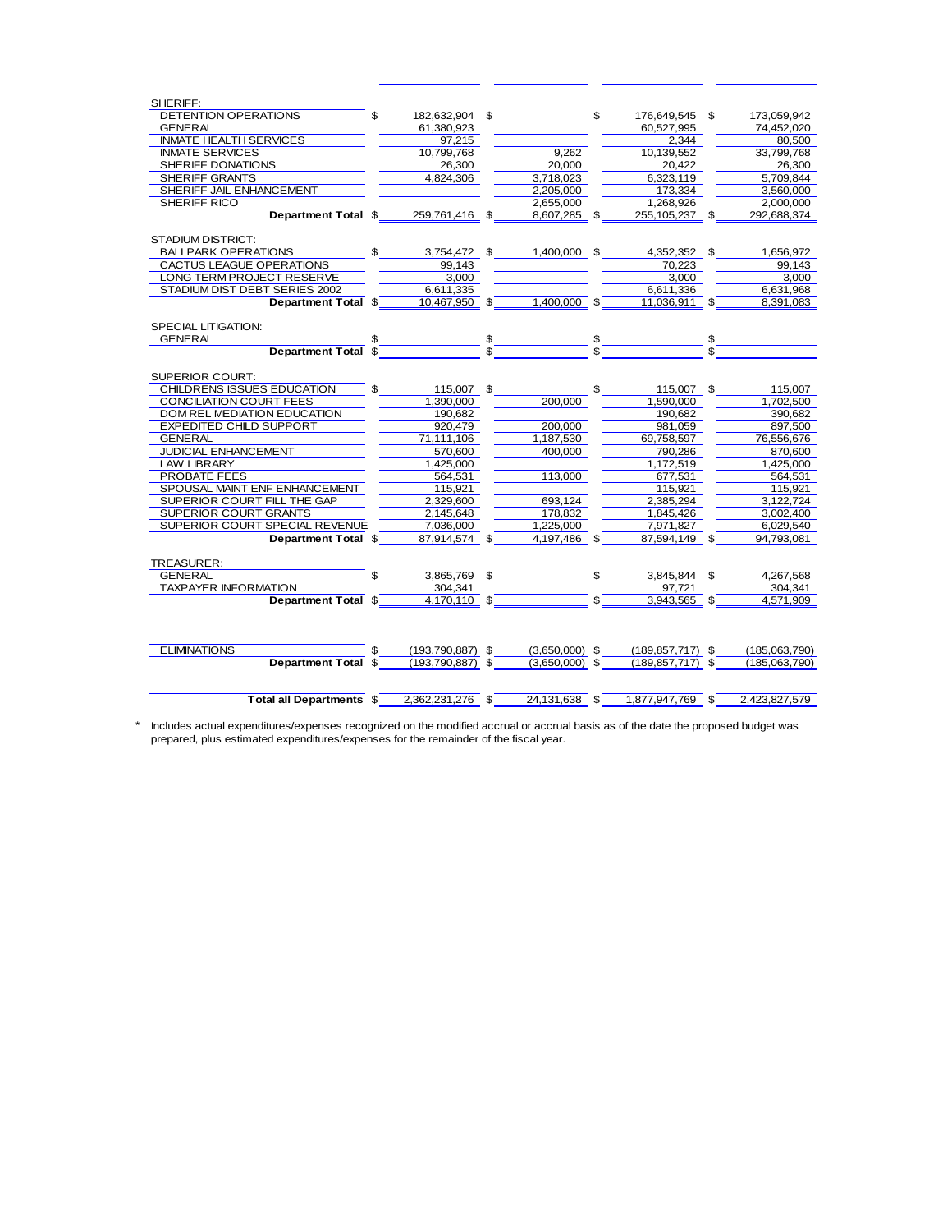| | | | | |
|---|---|---|---|---|
| **SHERIFF:** | | | | |
| DETENTION OPERATIONS | $ 182,632,904 | $ | $ 176,649,545 | $ 173,059,942 |
| GENERAL | 61,380,923 | | 60,527,995 | 74,452,020 |
| INMATE HEALTH SERVICES | 97,215 | | 2,344 | 80,500 |
| INMATE SERVICES | 10,799,768 | 9,262 | 10,139,552 | 33,799,768 |
| SHERIFF DONATIONS | 26,300 | 20,000 | 20,422 | 26,300 |
| SHERIFF GRANTS | 4,824,306 | 3,718,023 | 6,323,119 | 5,709,844 |
| SHERIFF JAIL ENHANCEMENT | | 2,205,000 | 173,334 | 3,560,000 |
| SHERIFF RICO | | 2,655,000 | 1,268,926 | 2,000,000 |
| **Department Total** | $ 259,761,416 | $ 8,607,285 | $ 255,105,237 | $ 292,688,374 |
| **STADIUM DISTRICT:** | | | | |
| BALLPARK OPERATIONS | $ 3,754,472 | $ 1,400,000 | $ 4,352,352 | $ 1,656,972 |
| CACTUS LEAGUE OPERATIONS | 99,143 | | 70,223 | 99,143 |
| LONG TERM PROJECT RESERVE | 3,000 | | 3,000 | 3,000 |
| STADIUM DIST DEBT SERIES 2002 | 6,611,335 | | 6,611,336 | 6,631,968 |
| **Department Total** | $ 10,467,950 | $ 1,400,000 | $ 11,036,911 | $ 8,391,083 |
| **SPECIAL LITIGATION:** | | | | |
| GENERAL | $ | $ | $ | $ |
| **Department Total** | $ | $ | $ | $ |
| **SUPERIOR COURT:** | | | | |
| CHILDRENS ISSUES EDUCATION | $ 115,007 | $ | $ 115,007 | $ 115,007 |
| CONCILIATION COURT FEES | 1,390,000 | 200,000 | 1,590,000 | 1,702,500 |
| DOM REL MEDIATION EDUCATION | 190,682 | | 190,682 | 390,682 |
| EXPEDITED CHILD SUPPORT | 920,479 | 200,000 | 981,059 | 897,500 |
| GENERAL | 71,111,106 | 1,187,530 | 69,758,597 | 76,556,676 |
| JUDICIAL ENHANCEMENT | 570,600 | 400,000 | 790,286 | 870,600 |
| LAW LIBRARY | 1,425,000 | | 1,172,519 | 1,425,000 |
| PROBATE FEES | 564,531 | 113,000 | 677,531 | 564,531 |
| SPOUSAL MAINT ENF ENHANCEMENT | 115,921 | | 115,921 | 115,921 |
| SUPERIOR COURT FILL THE GAP | 2,329,600 | 693,124 | 2,385,294 | 3,122,724 |
| SUPERIOR COURT GRANTS | 2,145,648 | 178,832 | 1,845,426 | 3,002,400 |
| SUPERIOR COURT SPECIAL REVENUE | 7,036,000 | 1,225,000 | 7,971,827 | 6,029,540 |
| **Department Total** | $ 87,914,574 | $ 4,197,486 | $ 87,594,149 | $ 94,793,081 |
| **TREASURER:** | | | | |
| GENERAL | $ 3,865,769 | $ | $ 3,845,844 | $ 4,267,568 |
| TAXPAYER INFORMATION | 304,341 | | 97,721 | 304,341 |
| **Department Total** | $ 4,170,110 | $ | $ 3,943,565 | $ 4,571,909 |
| ELIMINATIONS | $ (193,790,887) | $ (3,650,000) | $ (189,857,717) | $ (185,063,790) |
| **Department Total** | $ (193,790,887) | $ (3,650,000) | $ (189,857,717) | $ (185,063,790) |
| **Total all Departments** | $ 2,362,231,276 | $ 24,131,638 | $ 1,877,947,769 | $ 2,423,827,579 |

\* Includes actual expenditures/expenses recognized on the modified accrual or accrual basis as of the date the proposed budget was prepared, plus estimated expenditures/expenses for the remainder of the fiscal year.